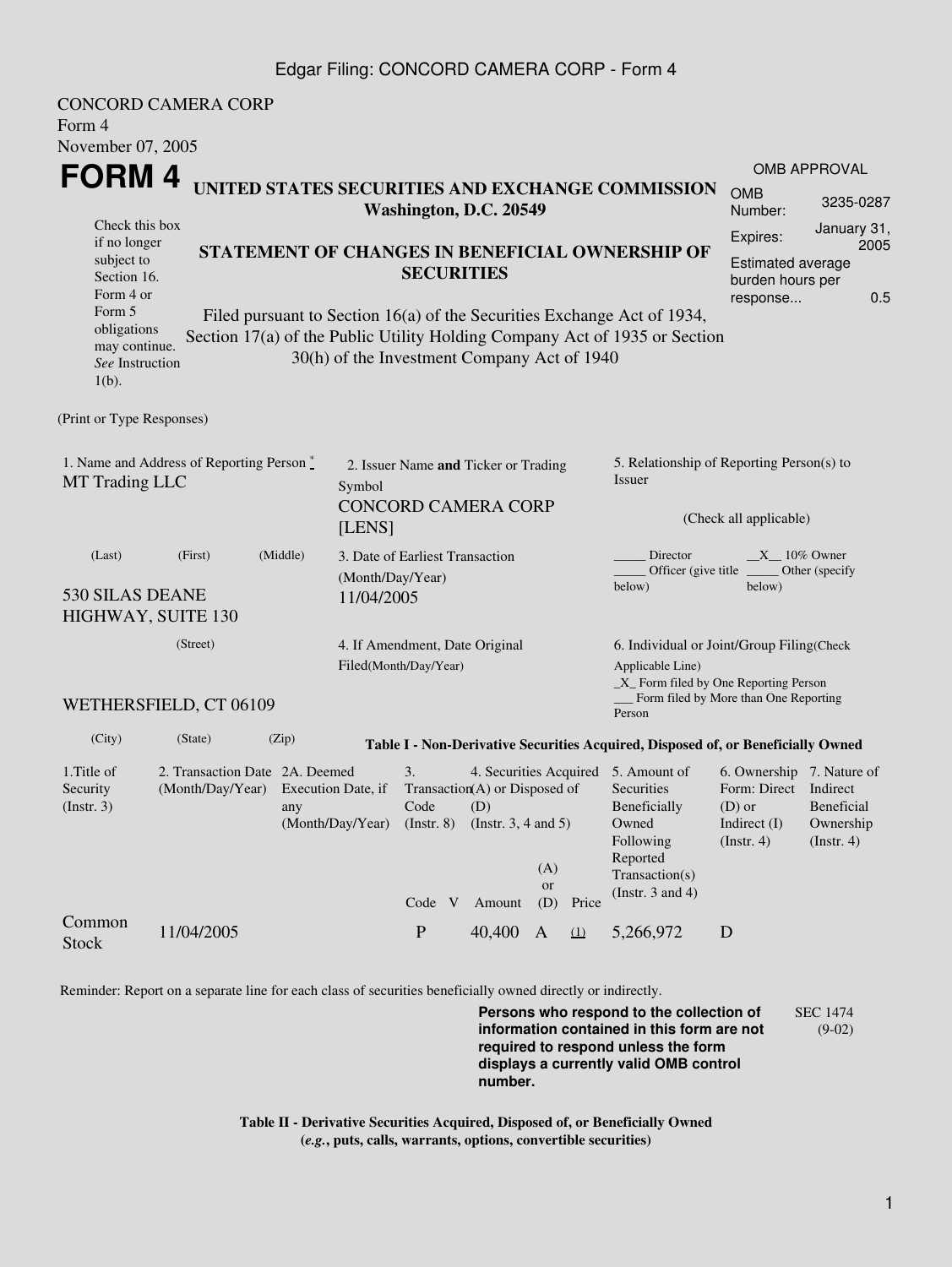CONCORD CAMERA CORP
Form 4
November 07, 2005

# FORM 4

**UNITED STATES SECURITIES AND EXCHANGE COMMISSION**
**Washington, D.C. 20549**

Check this box if no longer subject to Section 16. Form 4 or Form 5 obligations may continue. *See* Instruction 1(b).

**STATEMENT OF CHANGES IN BENEFICIAL OWNERSHIP OF SECURITIES**

Filed pursuant to Section 16(a) of the Securities Exchange Act of 1934, Section 17(a) of the Public Utility Holding Company Act of 1935 or Section 30(h) of the Investment Company Act of 1940

| OMB APPROVAL | |
|---|---|
| OMB Number: | 3235-0287 |
| Expires: | January 31, 2005 |
| Estimated average burden hours per response... | 0.5 |

(Print or Type Responses)

1. Name and Address of Reporting Person *
MT Trading LLC

(Last) (First) (Middle)

530 SILAS DEANE HIGHWAY, SUITE 130

(Street)

WETHERSFIELD, CT 06109

(City) (State) (Zip)

2. Issuer Name **and** Ticker or Trading Symbol
CONCORD CAMERA CORP [LENS]

3. Date of Earliest Transaction (Month/Day/Year)
11/04/2005

4. If Amendment, Date Original Filed(Month/Day/Year)

5. Relationship of Reporting Person(s) to Issuer

(Check all applicable)

_____ Director __X__ 10% Owner
_____ Officer (give title below) _____ Other (specify below)

6. Individual or Joint/Group Filing(Check Applicable Line)
_X_ Form filed by One Reporting Person
___ Form filed by More than One Reporting Person

**Table I - Non-Derivative Securities Acquired, Disposed of, or Beneficially Owned**

| 1.Title of Security (Instr. 3) | 2. Transaction Date (Month/Day/Year) | 2A. Deemed Execution Date, if any (Month/Day/Year) | 3. Transaction Code (Instr. 8) | | 4. Securities Acquired (A) or Disposed of (D) (Instr. 3, 4 and 5) | | | 5. Amount of Securities Beneficially Owned Following Reported Transaction(s) (Instr. 3 and 4) | 6. Ownership Form: Direct (D) or Indirect (I) (Instr. 4) | 7. Nature of Indirect Beneficial Ownership (Instr. 4) |
|---|---|---|---|---|---|---|---|---|---|---|
| | | | Code | V | Amount | (A) or (D) | Price | | | |
| Common Stock | 11/04/2005 | | P | | 40,400 | A | (1) | 5,266,972 | D | |

Reminder: Report on a separate line for each class of securities beneficially owned directly or indirectly.

**Persons who respond to the collection of information contained in this form are not required to respond unless the form displays a currently valid OMB control number.**

SEC 1474 (9-02)

**Table II - Derivative Securities Acquired, Disposed of, or Beneficially Owned**
**(*e.g.*, puts, calls, warrants, options, convertible securities)**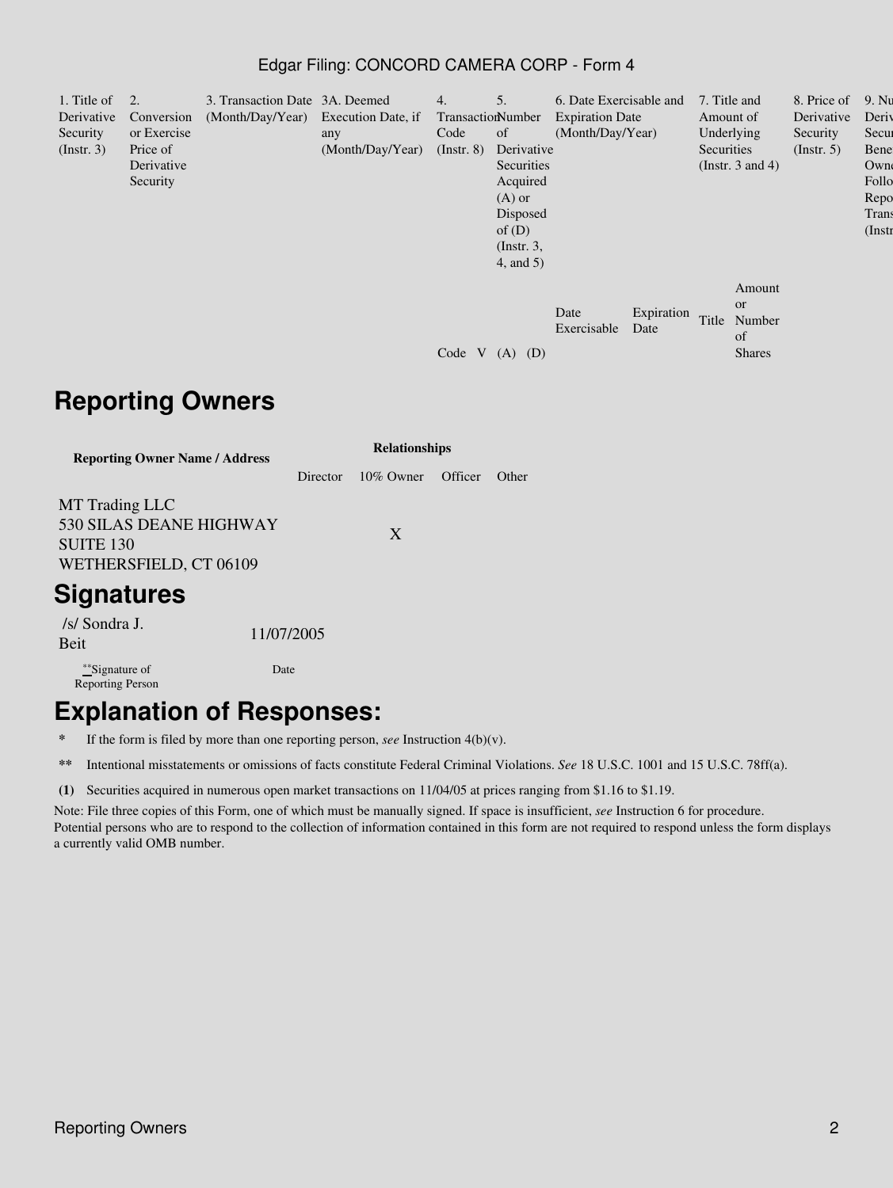| 1. Title of Derivative Security (Instr. 3) | 2. Conversion or Exercise Price of Derivative Security | 3. Transaction Date (Month/Day/Year) | 3A. Deemed Execution Date, if any (Month/Day/Year) | 4. Transaction Code (Instr. 8) | | 5. Number of Derivative Securities Acquired (A) or Disposed of (D) (Instr. 3, 4, and 5) | | 6. Date Exercisable and Expiration Date (Month/Day/Year) | | 7. Title and Amount of Underlying Securities (Instr. 3 and 4) | | 8. Price of Derivative Security (Instr. 5) | 9. Nu Deriv Secur Bene Own Follo Repo Trans (Instr |
|---|---|---|---|---|---|---|---|---|---|---|---|---|---|
| | | | | Code | V | (A) | (D) | Date Exercisable | Expiration Date | Title | Amount or Number of Shares | | |

## Reporting Owners

| Reporting Owner Name / Address | Relationships | | | |
|---|---|---|---|---|
| | Director | 10% Owner | Officer | Other |
| MT Trading LLC<br>530 SILAS DEANE HIGHWAY<br>SUITE 130<br>WETHERSFIELD, CT 06109 | | X | | |

## Signatures

| | |
|---|---|
| /s/ Sondra J. Beit | 11/07/2005 |
| **Signature of Reporting Person | Date |

## Explanation of Responses:

* If the form is filed by more than one reporting person, *see* Instruction 4(b)(v).

** Intentional misstatements or omissions of facts constitute Federal Criminal Violations. *See* 18 U.S.C. 1001 and 15 U.S.C. 78ff(a).

**(1)** Securities acquired in numerous open market transactions on 11/04/05 at prices ranging from $1.16 to $1.19.

Note: File three copies of this Form, one of which must be manually signed. If space is insufficient, *see* Instruction 6 for procedure.
Potential persons who are to respond to the collection of information contained in this form are not required to respond unless the form displays a currently valid OMB number.